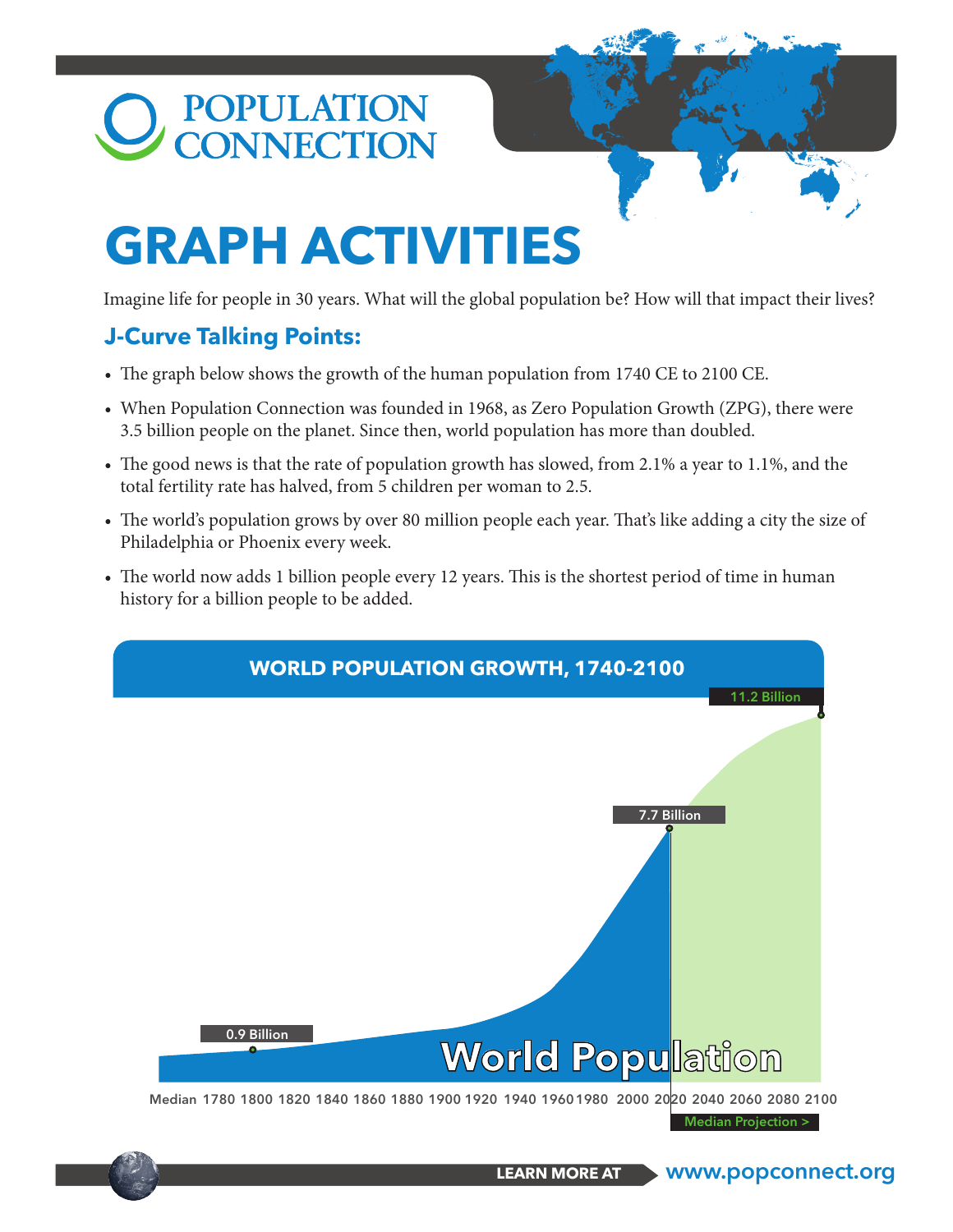# POPULATION CONNECTION

# GRAPH ACTIVITIES

Imagine life for people in 30 years. What will the global population be? How will that impact their lives?

## J-Curve Talking Points:

- The graph below shows the growth of the human population from 1740 CE to 2100 CE.
- When Population Connection was founded in 1968, as Zero Population Growth (ZPG), there were 3.5 billion people on the planet. Since then, world population has more than doubled.
- The good news is that the rate of population growth has slowed, from 2.1% a year to 1.1%, and the total fertility rate has halved, from 5 children per woman to 2.5.
- The world's population grows by over 80 million people each year. That's like adding a city the size of Philadelphia or Phoenix every week.
- The world now adds 1 billion people every 12 years. This is the shortest period of time in human history for a billion people to be added.

### WORLD POPULATION GROWTH, 1740-2100

11.2 Billion

7.7 Billion

0.9 Billion

World Population

Median 1780 1800 1820 1840 1860 1880 1900 1920 1940 1960 1980 2000 2020 2040 2060 2080 2100

Median Projection >

LEARN MORE AT www.popconnect.org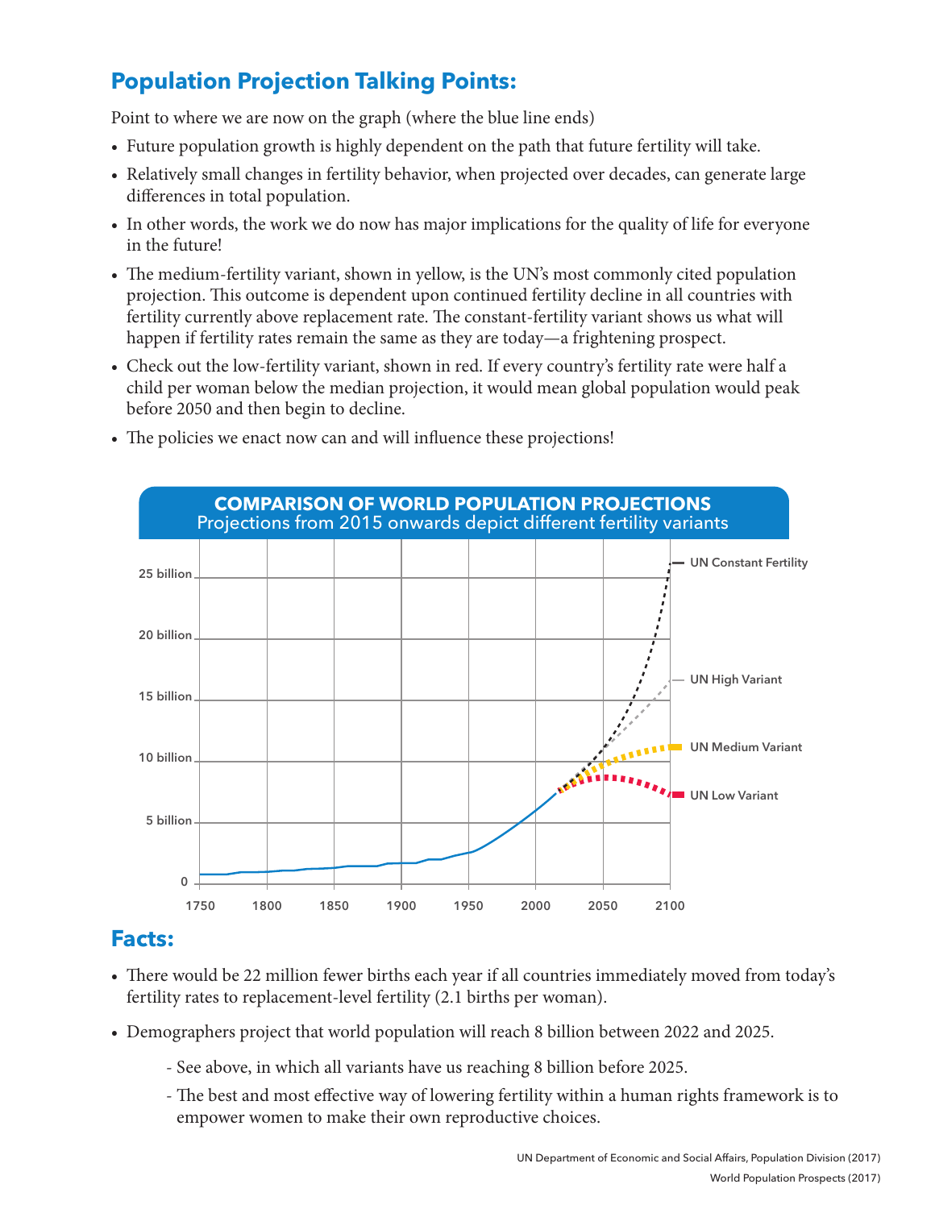## Population Projection Talking Points:

Point to where we are now on the graph (where the blue line ends)

- Future population growth is highly dependent on the path that future fertility will take.
- Relatively small changes in fertility behavior, when projected over decades, can generate large differences in total population.
- In other words, the work we do now has major implications for the quality of life for everyone in the future!
- The medium-fertility variant, shown in yellow, is the UN's most commonly cited population projection. This outcome is dependent upon continued fertility decline in all countries with fertility currently above replacement rate. The constant-fertility variant shows us what will happen if fertility rates remain the same as they are today—a frightening prospect.
- Check out the low-fertility variant, shown in red. If every country's fertility rate were half a child per woman below the median projection, it would mean global population would peak before 2050 and then begin to decline.
- The policies we enact now can and will influence these projections!

**COMPARISON OF WORLD POPULATION PROJECTIONS**
Projections from 2015 onwards depict different fertility variants

25 billion
20 billion
15 billion
10 billion
5 billion
0

1750 1800 1850 1900 1950 2000 2050 2100

UN Constant Fertility
UN High Variant
UN Medium Variant
UN Low Variant

## Facts:

- There would be 22 million fewer births each year if all countries immediately moved from today's fertility rates to replacement-level fertility (2.1 births per woman).
- Demographers project that world population will reach 8 billion between 2022 and 2025.
  - See above, in which all variants have us reaching 8 billion before 2025.
  - The best and most effective way of lowering fertility within a human rights framework is to empower women to make their own reproductive choices.

UN Department of Economic and Social Affairs, Population Division (2017)
World Population Prospects (2017)